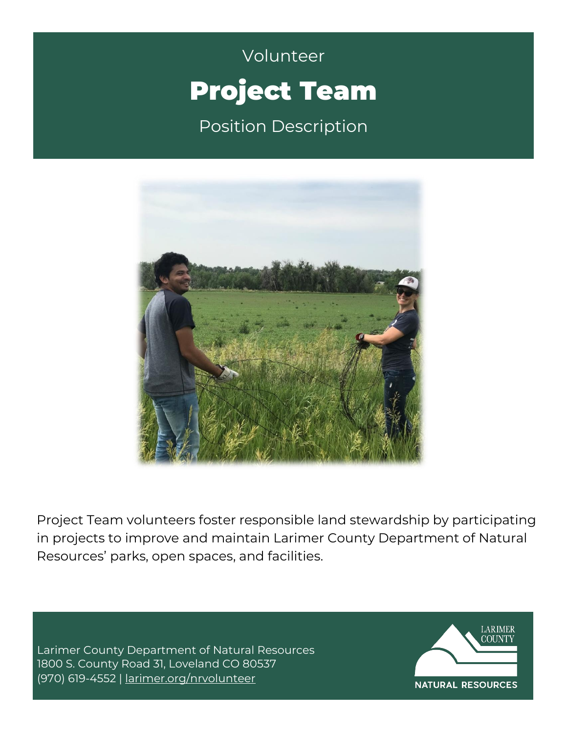Volunteer

# Project Team

Position Description

Project Team volunteers foster responsible land stewardship by participating in projects to improve and maintain Larimer County Department of Natural Resources' parks, open spaces, and facilities.

Larimer County Department of Natural Resources
1800 S. County Road 31, Loveland CO 80537
(970) 619-4552 | larimer.org/nrvolunteer

LARIMER COUNTY NATURAL RESOURCES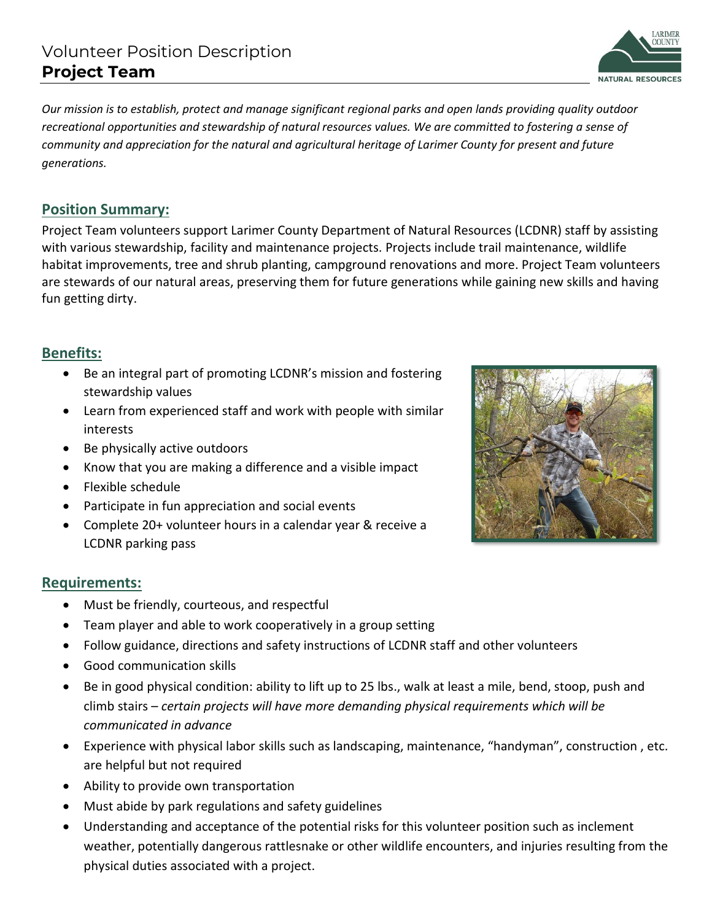# Volunteer Position Description
## Project Team

*Our mission is to establish, protect and manage significant regional parks and open lands providing quality outdoor recreational opportunities and stewardship of natural resources values. We are committed to fostering a sense of community and appreciation for the natural and agricultural heritage of Larimer County for present and future generations.*

## Position Summary:

Project Team volunteers support Larimer County Department of Natural Resources (LCDNR) staff by assisting with various stewardship, facility and maintenance projects. Projects include trail maintenance, wildlife habitat improvements, tree and shrub planting, campground renovations and more. Project Team volunteers are stewards of our natural areas, preserving them for future generations while gaining new skills and having fun getting dirty.

## Benefits:

- Be an integral part of promoting LCDNR's mission and fostering stewardship values
- Learn from experienced staff and work with people with similar interests
- Be physically active outdoors
- Know that you are making a difference and a visible impact
- Flexible schedule
- Participate in fun appreciation and social events
- Complete 20+ volunteer hours in a calendar year & receive a LCDNR parking pass

## Requirements:

- Must be friendly, courteous, and respectful
- Team player and able to work cooperatively in a group setting
- Follow guidance, directions and safety instructions of LCDNR staff and other volunteers
- Good communication skills
- Be in good physical condition: ability to lift up to 25 lbs., walk at least a mile, bend, stoop, push and climb stairs – *certain projects will have more demanding physical requirements which will be communicated in advance*
- Experience with physical labor skills such as landscaping, maintenance, "handyman", construction , etc. are helpful but not required
- Ability to provide own transportation
- Must abide by park regulations and safety guidelines
- Understanding and acceptance of the potential risks for this volunteer position such as inclement weather, potentially dangerous rattlesnake or other wildlife encounters, and injuries resulting from the physical duties associated with a project.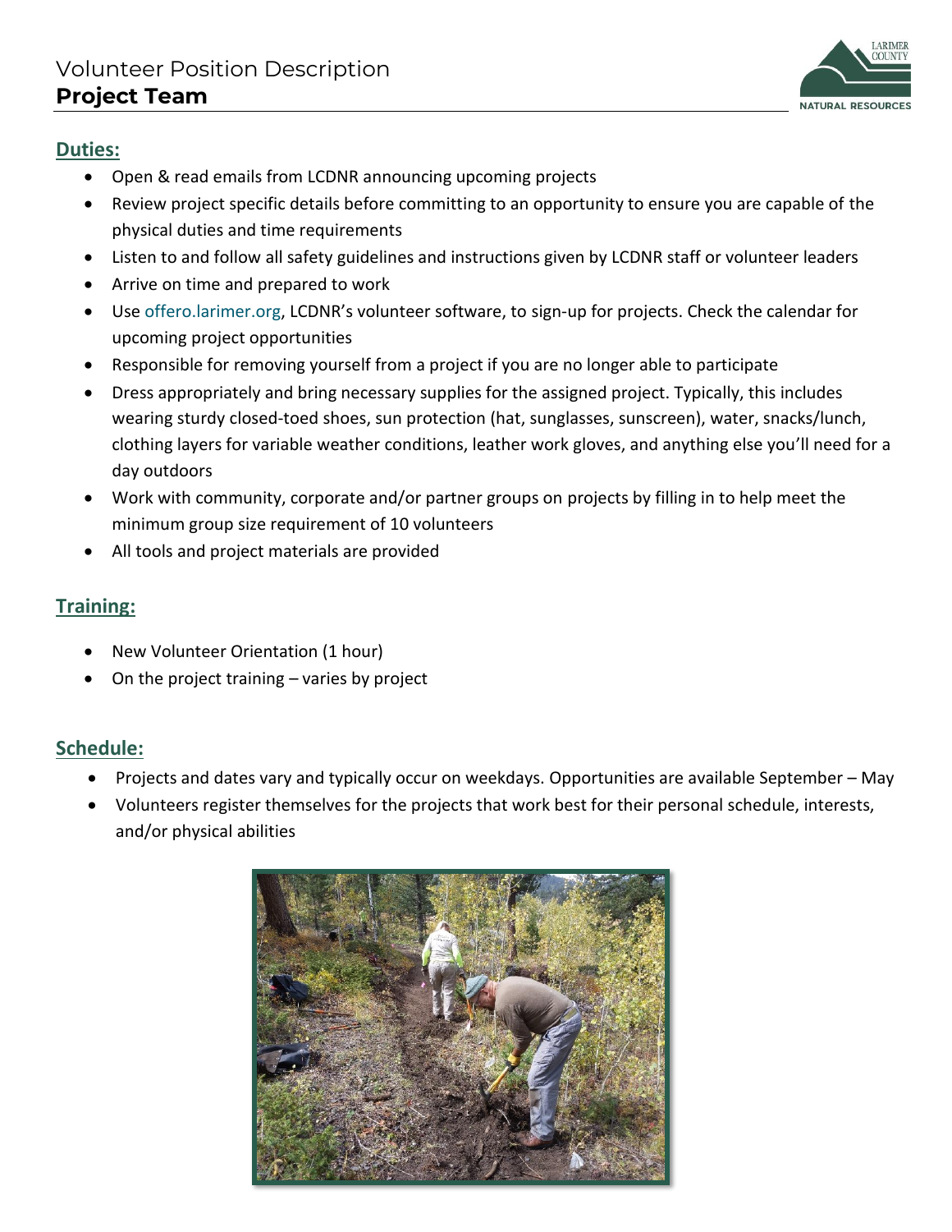# Volunteer Position Description
## Project Team

### Duties:

- Open & read emails from LCDNR announcing upcoming projects
- Review project specific details before committing to an opportunity to ensure you are capable of the physical duties and time requirements
- Listen to and follow all safety guidelines and instructions given by LCDNR staff or volunteer leaders
- Arrive on time and prepared to work
- Use offero.larimer.org, LCDNR's volunteer software, to sign-up for projects. Check the calendar for upcoming project opportunities
- Responsible for removing yourself from a project if you are no longer able to participate
- Dress appropriately and bring necessary supplies for the assigned project. Typically, this includes wearing sturdy closed-toed shoes, sun protection (hat, sunglasses, sunscreen), water, snacks/lunch, clothing layers for variable weather conditions, leather work gloves, and anything else you'll need for a day outdoors
- Work with community, corporate and/or partner groups on projects by filling in to help meet the minimum group size requirement of 10 volunteers
- All tools and project materials are provided

### Training:

- New Volunteer Orientation (1 hour)
- On the project training – varies by project

### Schedule:

- Projects and dates vary and typically occur on weekdays. Opportunities are available September – May
- Volunteers register themselves for the projects that work best for their personal schedule, interests, and/or physical abilities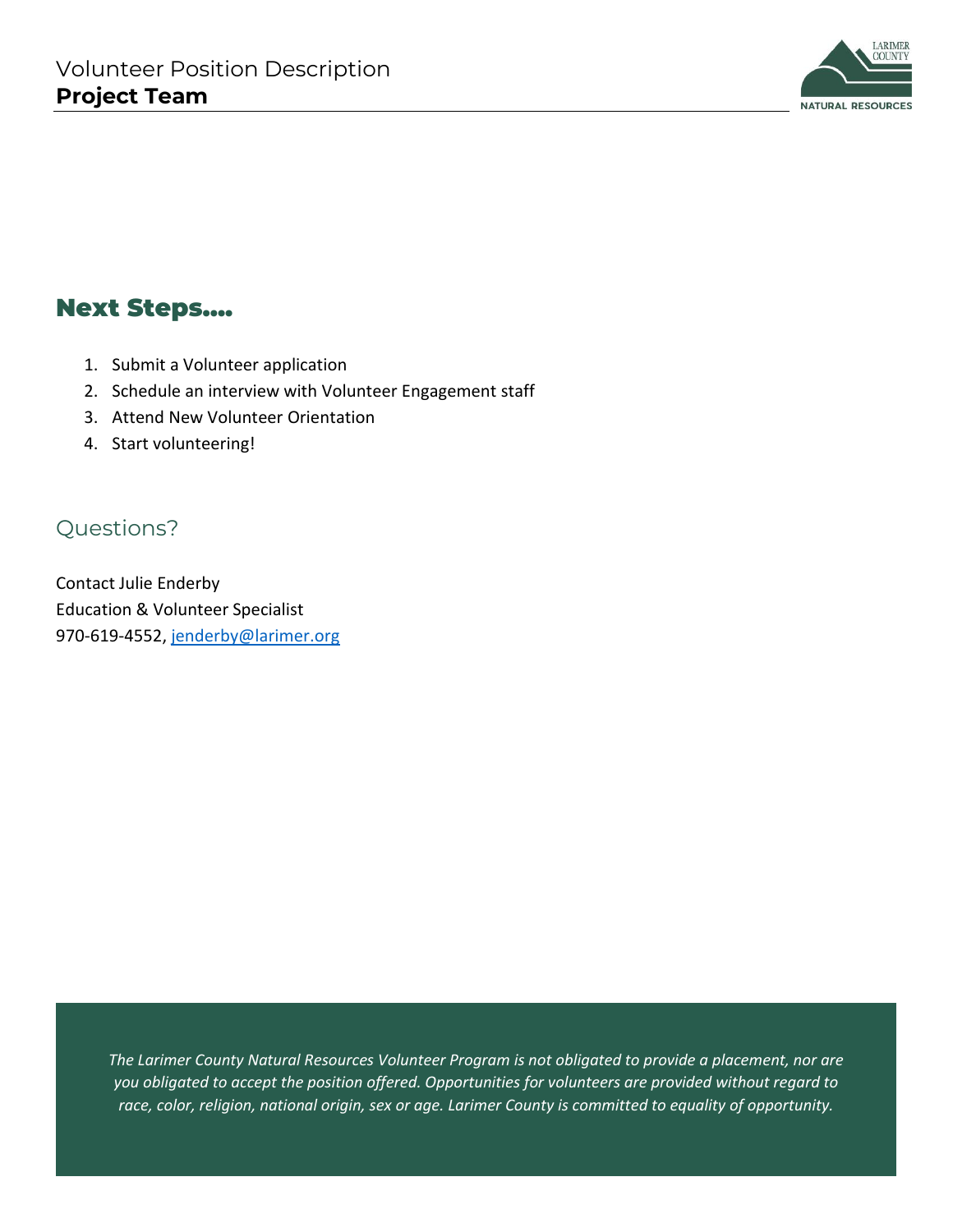## Next Steps....

1. Submit a Volunteer application
2. Schedule an interview with Volunteer Engagement staff
3. Attend New Volunteer Orientation
4. Start volunteering!

## Questions?

Contact Julie Enderby
Education & Volunteer Specialist
970-619-4552, jenderby@larimer.org

*The Larimer County Natural Resources Volunteer Program is not obligated to provide a placement, nor are you obligated to accept the position offered. Opportunities for volunteers are provided without regard to race, color, religion, national origin, sex or age. Larimer County is committed to equality of opportunity.*